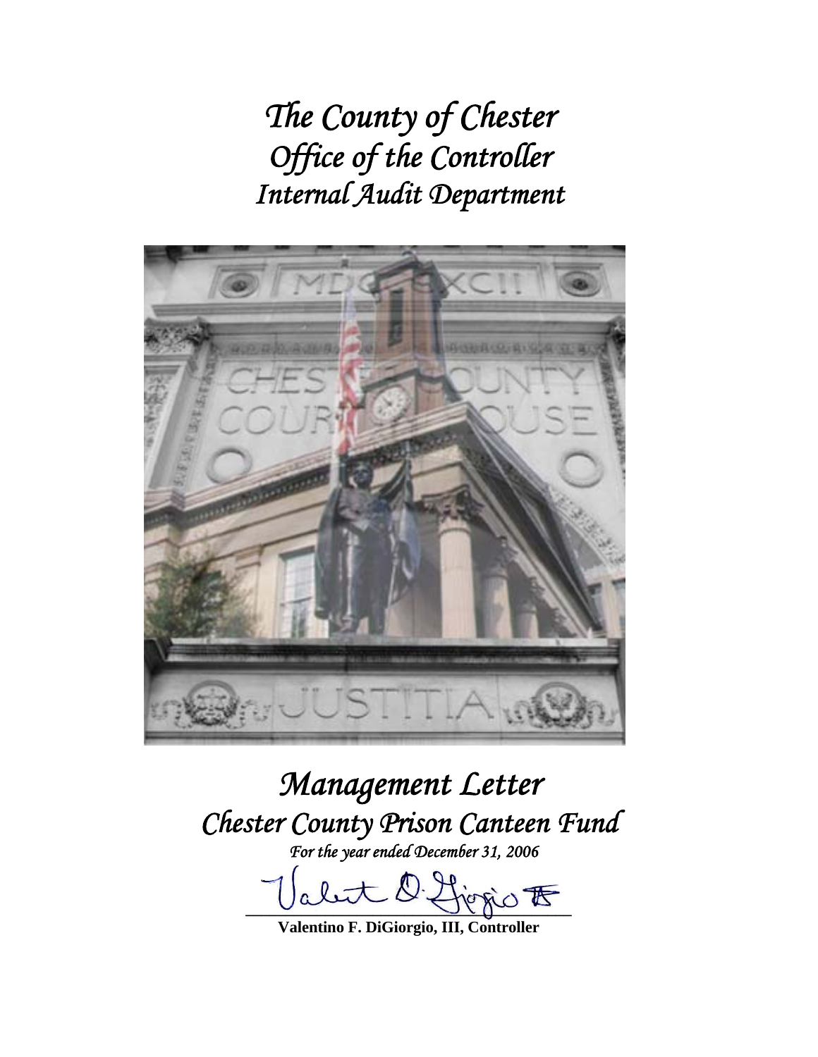# *The County of Chester*
# *Office of the Controller*
# *Internal Audit Department*

# *Management Letter*
## *Chester County Prison Canteen Fund*
*For the year ended December 31, 2006*

**Valentino F. DiGiorgio, III, Controller**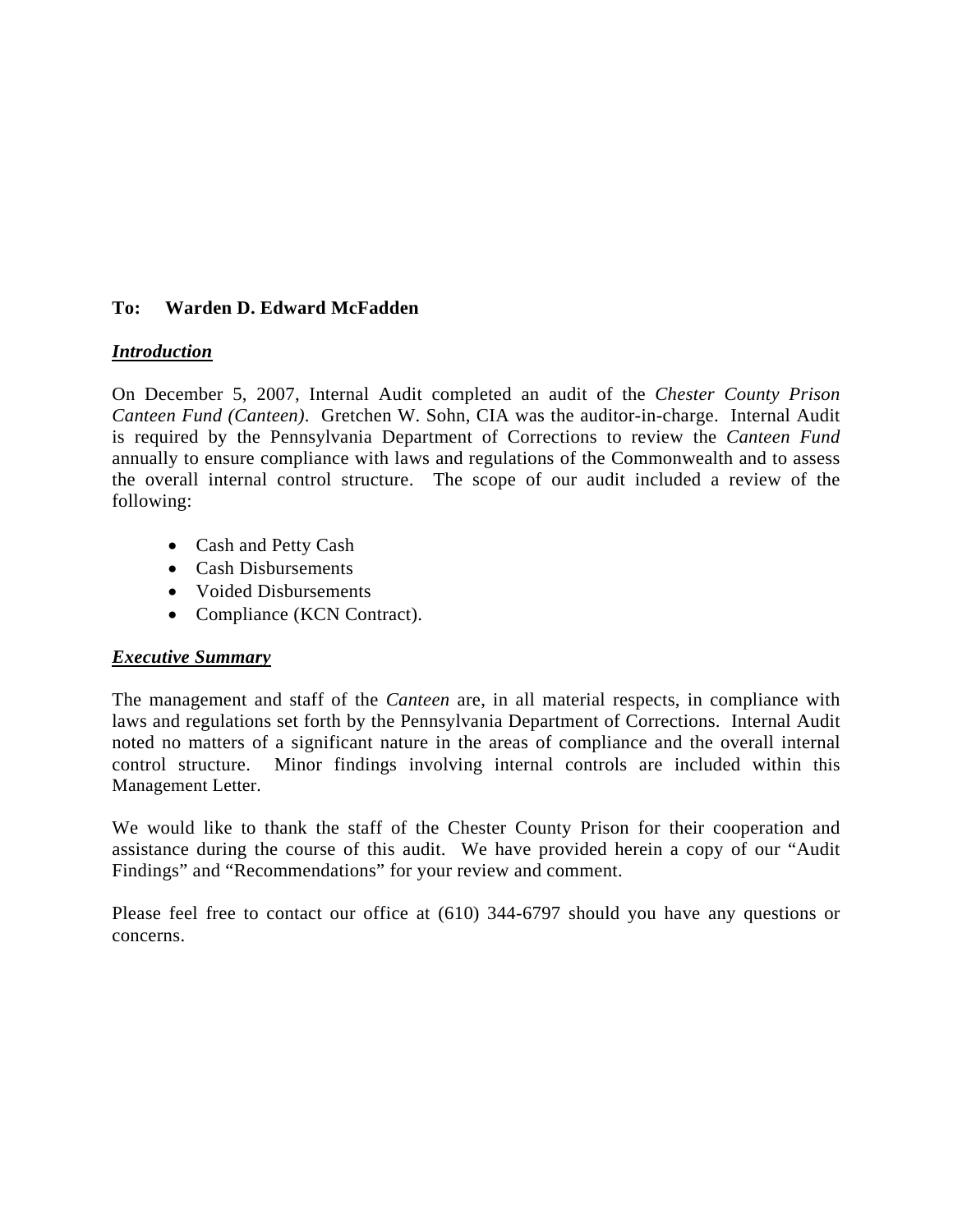**To: Warden D. Edward McFadden**

***Introduction***

On December 5, 2007, Internal Audit completed an audit of the *Chester County Prison Canteen Fund (Canteen)*. Gretchen W. Sohn, CIA was the auditor-in-charge. Internal Audit is required by the Pennsylvania Department of Corrections to review the *Canteen Fund* annually to ensure compliance with laws and regulations of the Commonwealth and to assess the overall internal control structure. The scope of our audit included a review of the following:

- Cash and Petty Cash
- Cash Disbursements
- Voided Disbursements
- Compliance (KCN Contract).

***Executive Summary***

The management and staff of the *Canteen* are, in all material respects, in compliance with laws and regulations set forth by the Pennsylvania Department of Corrections. Internal Audit noted no matters of a significant nature in the areas of compliance and the overall internal control structure. Minor findings involving internal controls are included within this Management Letter.

We would like to thank the staff of the Chester County Prison for their cooperation and assistance during the course of this audit. We have provided herein a copy of our "Audit Findings" and "Recommendations" for your review and comment.

Please feel free to contact our office at (610) 344-6797 should you have any questions or concerns.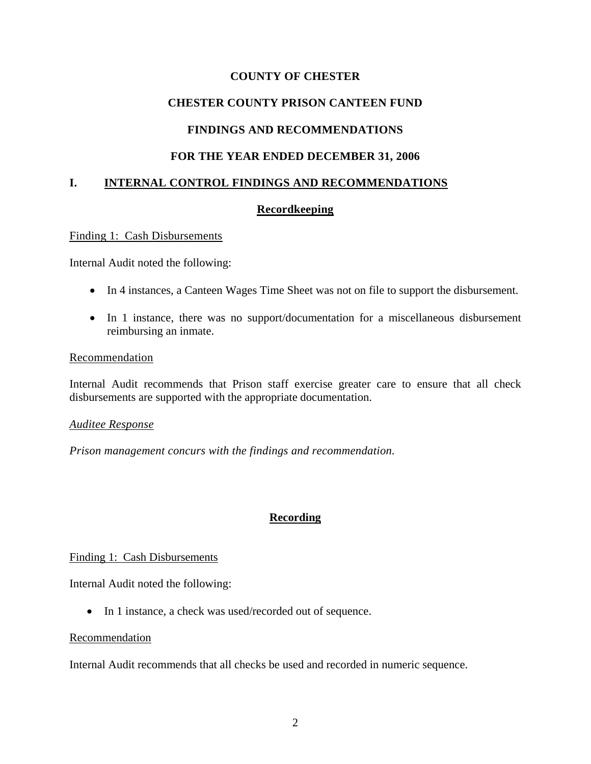**COUNTY OF CHESTER**

**CHESTER COUNTY PRISON CANTEEN FUND**

**FINDINGS AND RECOMMENDATIONS**

**FOR THE YEAR ENDED DECEMBER 31, 2006**

## I. INTERNAL CONTROL FINDINGS AND RECOMMENDATIONS

### Recordkeeping

Finding 1: Cash Disbursements

Internal Audit noted the following:

- In 4 instances, a Canteen Wages Time Sheet was not on file to support the disbursement.
- In 1 instance, there was no support/documentation for a miscellaneous disbursement reimbursing an inmate.

Recommendation

Internal Audit recommends that Prison staff exercise greater care to ensure that all check disbursements are supported with the appropriate documentation.

*Auditee Response*

*Prison management concurs with the findings and recommendation.*

### Recording

Finding 1: Cash Disbursements

Internal Audit noted the following:

- In 1 instance, a check was used/recorded out of sequence.

Recommendation

Internal Audit recommends that all checks be used and recorded in numeric sequence.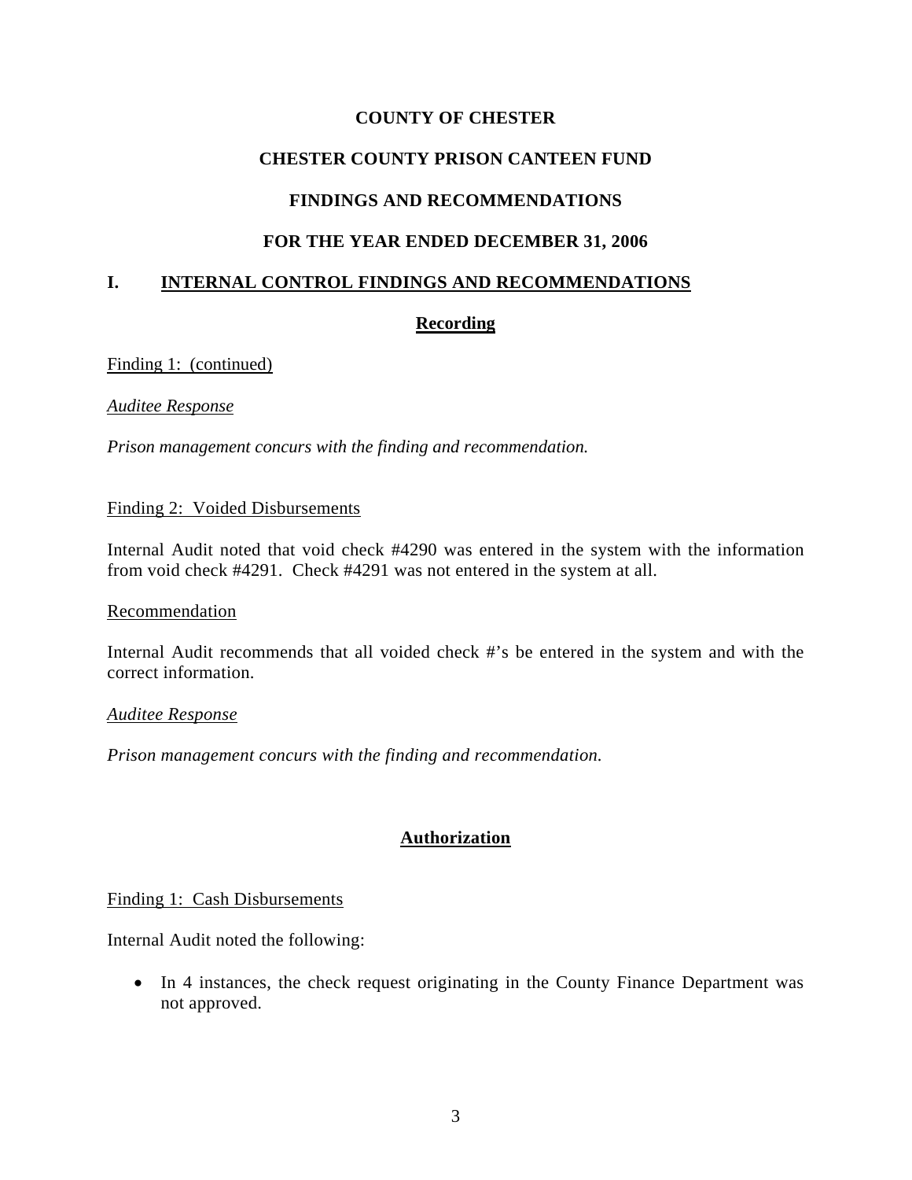**COUNTY OF CHESTER**

**CHESTER COUNTY PRISON CANTEEN FUND**

**FINDINGS AND RECOMMENDATIONS**

**FOR THE YEAR ENDED DECEMBER 31, 2006**

## I. INTERNAL CONTROL FINDINGS AND RECOMMENDATIONS

### Recording

Finding 1: (continued)

*Auditee Response*

*Prison management concurs with the finding and recommendation.*

Finding 2: Voided Disbursements

Internal Audit noted that void check #4290 was entered in the system with the information from void check #4291. Check #4291 was not entered in the system at all.

Recommendation

Internal Audit recommends that all voided check #'s be entered in the system and with the correct information.

*Auditee Response*

*Prison management concurs with the finding and recommendation.*

### Authorization

Finding 1: Cash Disbursements

Internal Audit noted the following:

- In 4 instances, the check request originating in the County Finance Department was not approved.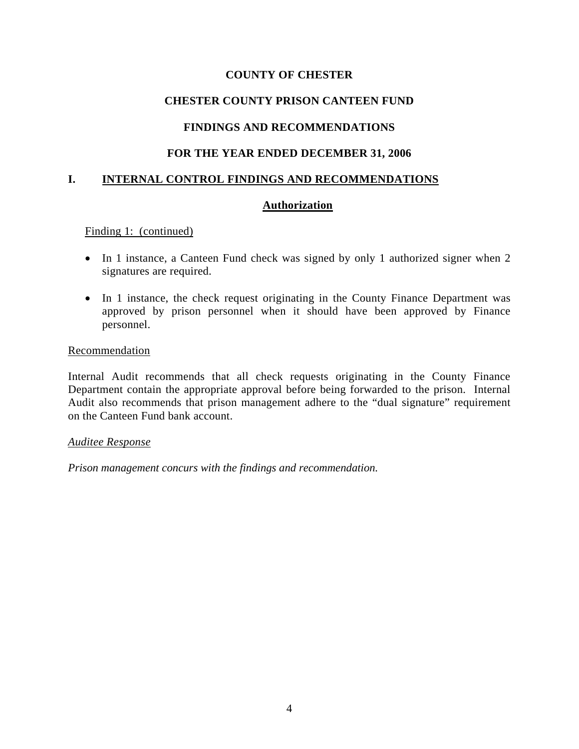# COUNTY OF CHESTER

## CHESTER COUNTY PRISON CANTEEN FUND

## FINDINGS AND RECOMMENDATIONS

## FOR THE YEAR ENDED DECEMBER 31, 2006

## I. INTERNAL CONTROL FINDINGS AND RECOMMENDATIONS

### Authorization

Finding 1: (continued)

- In 1 instance, a Canteen Fund check was signed by only 1 authorized signer when 2 signatures are required.
- In 1 instance, the check request originating in the County Finance Department was approved by prison personnel when it should have been approved by Finance personnel.

Recommendation

Internal Audit recommends that all check requests originating in the County Finance Department contain the appropriate approval before being forwarded to the prison. Internal Audit also recommends that prison management adhere to the "dual signature" requirement on the Canteen Fund bank account.

*Auditee Response*

*Prison management concurs with the findings and recommendation.*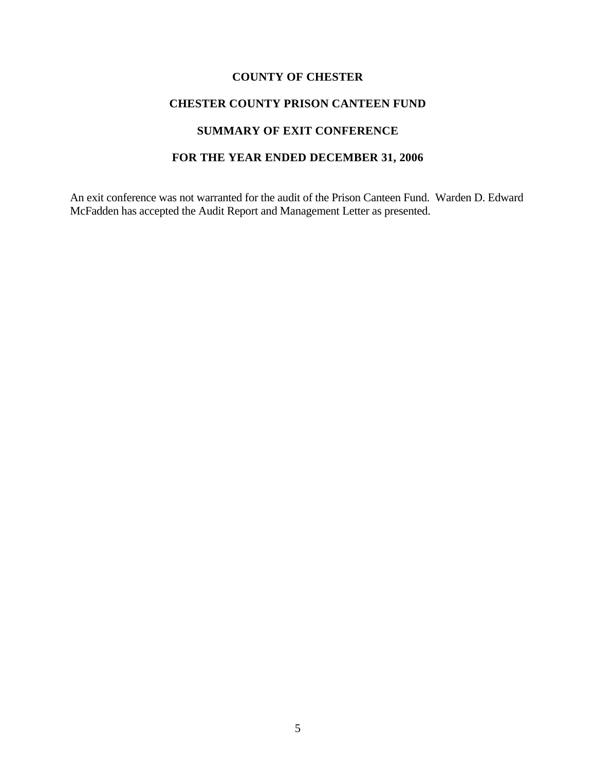# COUNTY OF CHESTER

## CHESTER COUNTY PRISON CANTEEN FUND

## SUMMARY OF EXIT CONFERENCE

## FOR THE YEAR ENDED DECEMBER 31, 2006

An exit conference was not warranted for the audit of the Prison Canteen Fund. Warden D. Edward McFadden has accepted the Audit Report and Management Letter as presented.